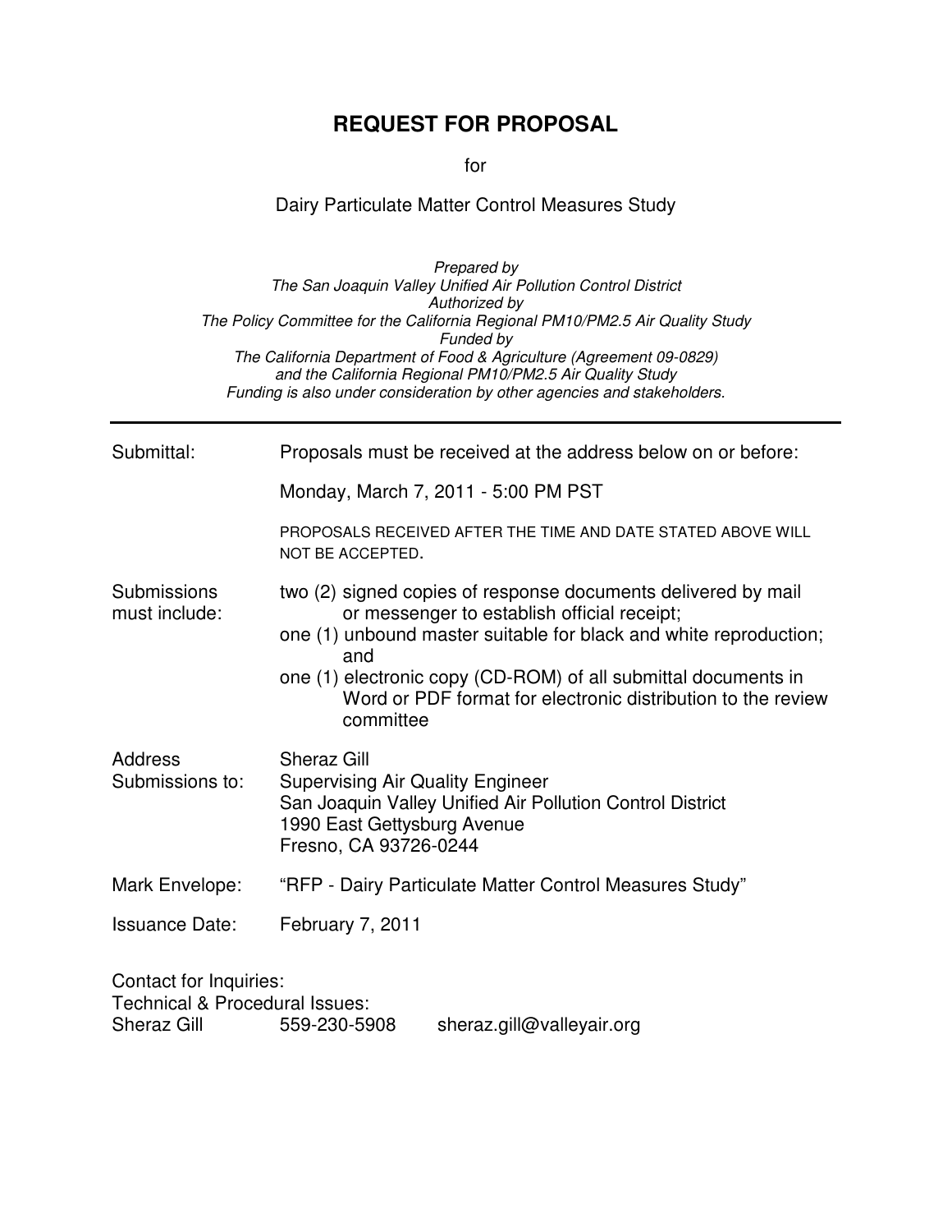# REQUEST FOR PROPOSAL

for

Dairy Particulate Matter Control Measures Study

*Prepared by*
*The San Joaquin Valley Unified Air Pollution Control District*
*Authorized by*
*The Policy Committee for the California Regional PM10/PM2.5 Air Quality Study*
*Funded by*
*The California Department of Food & Agriculture (Agreement 09-0829)*
*and the California Regional PM10/PM2.5 Air Quality Study*
*Funding is also under consideration by other agencies and stakeholders.*

---

| | |
|---|---|
| Submittal: | Proposals must be received at the address below on or before:<br><br>Monday, March 7, 2011 - 5:00 PM PST<br><br>PROPOSALS RECEIVED AFTER THE TIME AND DATE STATED ABOVE WILL NOT BE ACCEPTED. |
| Submissions must include: | two (2) signed copies of response documents delivered by mail or messenger to establish official receipt;<br>one (1) unbound master suitable for black and white reproduction; and<br>one (1) electronic copy (CD-ROM) of all submittal documents in Word or PDF format for electronic distribution to the review committee |
| Address Submissions to: | Sheraz Gill<br>Supervising Air Quality Engineer<br>San Joaquin Valley Unified Air Pollution Control District<br>1990 East Gettysburg Avenue<br>Fresno, CA 93726-0244 |
| Mark Envelope: | "RFP - Dairy Particulate Matter Control Measures Study" |
| Issuance Date: | February 7, 2011 |

Contact for Inquiries:
Technical & Procedural Issues:

| | | |
|---|---|---|
| Sheraz Gill | 559-230-5908 | sheraz.gill@valleyair.org |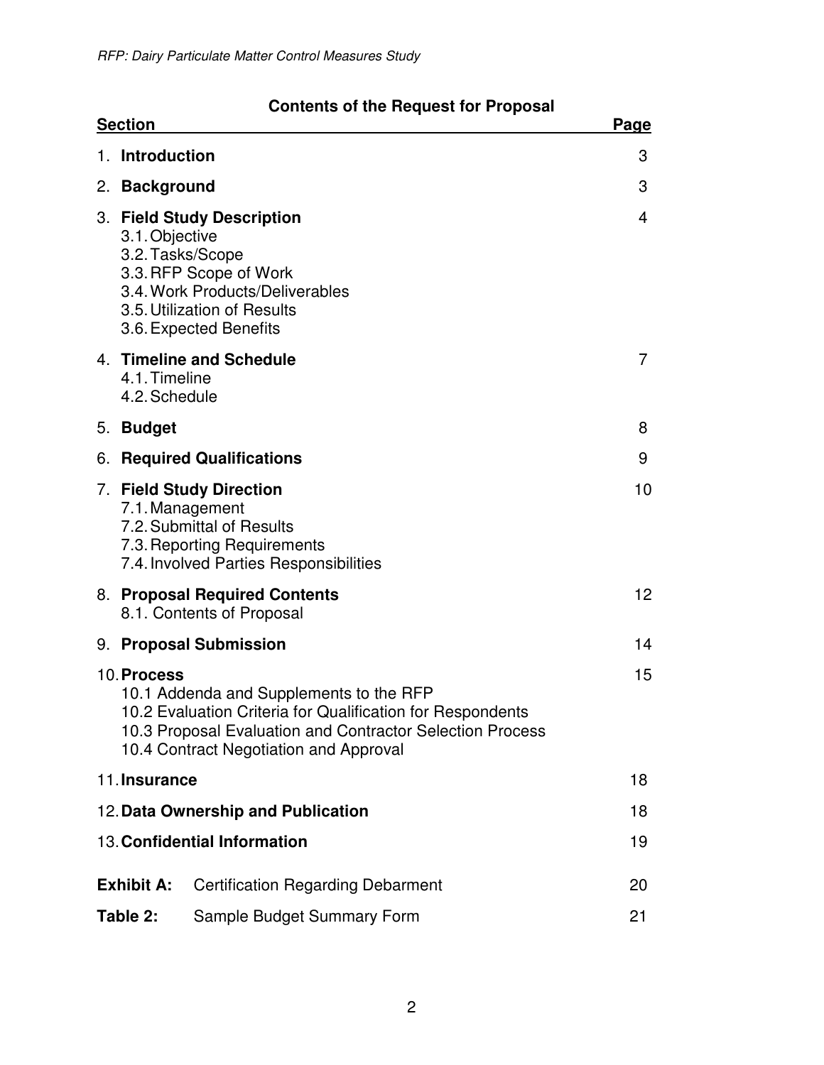## Contents of the Request for Proposal

| Section | Page |
|---|---|
| 1. **Introduction** | 3 |
| 2. **Background** | 3 |
| 3. **Field Study Description**<br>3.1. Objective<br>3.2. Tasks/Scope<br>3.3. RFP Scope of Work<br>3.4. Work Products/Deliverables<br>3.5. Utilization of Results<br>3.6. Expected Benefits | 4 |
| 4. **Timeline and Schedule**<br>4.1. Timeline<br>4.2. Schedule | 7 |
| 5. **Budget** | 8 |
| 6. **Required Qualifications** | 9 |
| 7. **Field Study Direction**<br>7.1. Management<br>7.2. Submittal of Results<br>7.3. Reporting Requirements<br>7.4. Involved Parties Responsibilities | 10 |
| 8. **Proposal Required Contents**<br>8.1. Contents of Proposal | 12 |
| 9. **Proposal Submission** | 14 |
| 10. **Process**<br>10.1 Addenda and Supplements to the RFP<br>10.2 Evaluation Criteria for Qualification for Respondents<br>10.3 Proposal Evaluation and Contractor Selection Process<br>10.4 Contract Negotiation and Approval | 15 |
| 11. **Insurance** | 18 |
| 12. **Data Ownership and Publication** | 18 |
| 13. **Confidential Information** | 19 |
| **Exhibit A:** Certification Regarding Debarment | 20 |
| **Table 2:** Sample Budget Summary Form | 21 |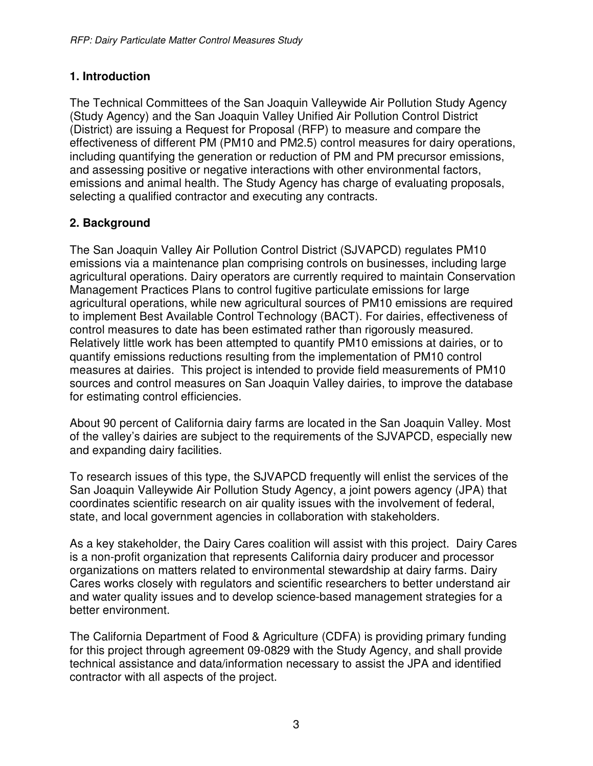## 1. Introduction

The Technical Committees of the San Joaquin Valleywide Air Pollution Study Agency (Study Agency) and the San Joaquin Valley Unified Air Pollution Control District (District) are issuing a Request for Proposal (RFP) to measure and compare the effectiveness of different PM (PM10 and PM2.5) control measures for dairy operations, including quantifying the generation or reduction of PM and PM precursor emissions, and assessing positive or negative interactions with other environmental factors, emissions and animal health. The Study Agency has charge of evaluating proposals, selecting a qualified contractor and executing any contracts.

## 2. Background

The San Joaquin Valley Air Pollution Control District (SJVAPCD) regulates PM10 emissions via a maintenance plan comprising controls on businesses, including large agricultural operations. Dairy operators are currently required to maintain Conservation Management Practices Plans to control fugitive particulate emissions for large agricultural operations, while new agricultural sources of PM10 emissions are required to implement Best Available Control Technology (BACT). For dairies, effectiveness of control measures to date has been estimated rather than rigorously measured. Relatively little work has been attempted to quantify PM10 emissions at dairies, or to quantify emissions reductions resulting from the implementation of PM10 control measures at dairies. This project is intended to provide field measurements of PM10 sources and control measures on San Joaquin Valley dairies, to improve the database for estimating control efficiencies.

About 90 percent of California dairy farms are located in the San Joaquin Valley. Most of the valley's dairies are subject to the requirements of the SJVAPCD, especially new and expanding dairy facilities.

To research issues of this type, the SJVAPCD frequently will enlist the services of the San Joaquin Valleywide Air Pollution Study Agency, a joint powers agency (JPA) that coordinates scientific research on air quality issues with the involvement of federal, state, and local government agencies in collaboration with stakeholders.

As a key stakeholder, the Dairy Cares coalition will assist with this project. Dairy Cares is a non-profit organization that represents California dairy producer and processor organizations on matters related to environmental stewardship at dairy farms. Dairy Cares works closely with regulators and scientific researchers to better understand air and water quality issues and to develop science-based management strategies for a better environment.

The California Department of Food & Agriculture (CDFA) is providing primary funding for this project through agreement 09-0829 with the Study Agency, and shall provide technical assistance and data/information necessary to assist the JPA and identified contractor with all aspects of the project.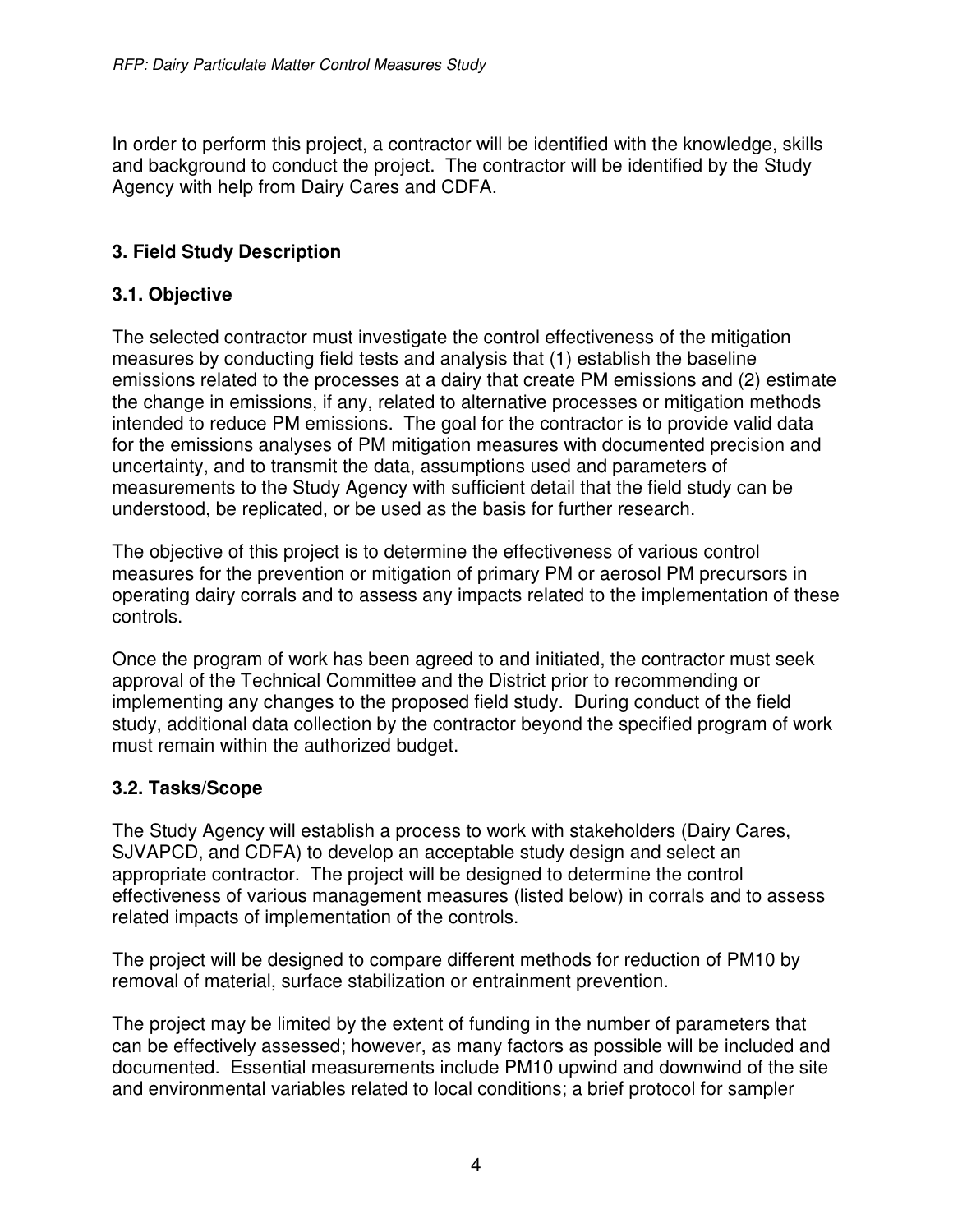In order to perform this project, a contractor will be identified with the knowledge, skills and background to conduct the project. The contractor will be identified by the Study Agency with help from Dairy Cares and CDFA.

## 3. Field Study Description

### 3.1. Objective

The selected contractor must investigate the control effectiveness of the mitigation measures by conducting field tests and analysis that (1) establish the baseline emissions related to the processes at a dairy that create PM emissions and (2) estimate the change in emissions, if any, related to alternative processes or mitigation methods intended to reduce PM emissions. The goal for the contractor is to provide valid data for the emissions analyses of PM mitigation measures with documented precision and uncertainty, and to transmit the data, assumptions used and parameters of measurements to the Study Agency with sufficient detail that the field study can be understood, be replicated, or be used as the basis for further research.

The objective of this project is to determine the effectiveness of various control measures for the prevention or mitigation of primary PM or aerosol PM precursors in operating dairy corrals and to assess any impacts related to the implementation of these controls.

Once the program of work has been agreed to and initiated, the contractor must seek approval of the Technical Committee and the District prior to recommending or implementing any changes to the proposed field study. During conduct of the field study, additional data collection by the contractor beyond the specified program of work must remain within the authorized budget.

### 3.2. Tasks/Scope

The Study Agency will establish a process to work with stakeholders (Dairy Cares, SJVAPCD, and CDFA) to develop an acceptable study design and select an appropriate contractor. The project will be designed to determine the control effectiveness of various management measures (listed below) in corrals and to assess related impacts of implementation of the controls.

The project will be designed to compare different methods for reduction of PM10 by removal of material, surface stabilization or entrainment prevention.

The project may be limited by the extent of funding in the number of parameters that can be effectively assessed; however, as many factors as possible will be included and documented. Essential measurements include PM10 upwind and downwind of the site and environmental variables related to local conditions; a brief protocol for sampler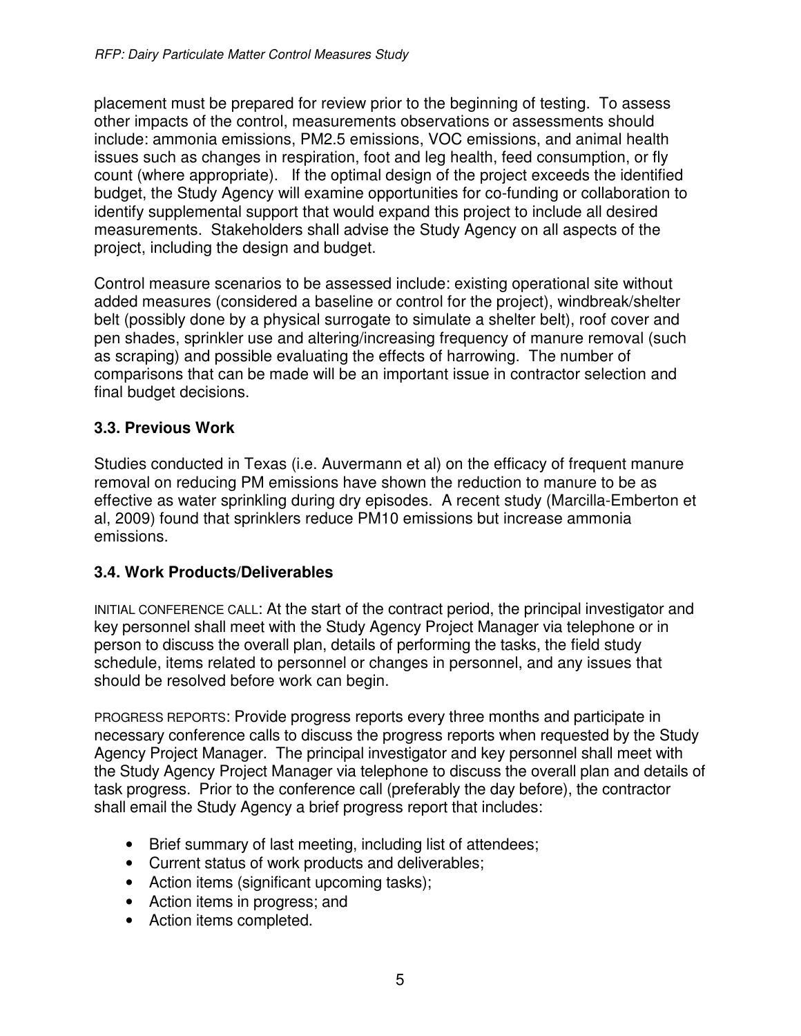placement must be prepared for review prior to the beginning of testing. To assess other impacts of the control, measurements observations or assessments should include: ammonia emissions, PM2.5 emissions, VOC emissions, and animal health issues such as changes in respiration, foot and leg health, feed consumption, or fly count (where appropriate). If the optimal design of the project exceeds the identified budget, the Study Agency will examine opportunities for co-funding or collaboration to identify supplemental support that would expand this project to include all desired measurements. Stakeholders shall advise the Study Agency on all aspects of the project, including the design and budget.

Control measure scenarios to be assessed include: existing operational site without added measures (considered a baseline or control for the project), windbreak/shelter belt (possibly done by a physical surrogate to simulate a shelter belt), roof cover and pen shades, sprinkler use and altering/increasing frequency of manure removal (such as scraping) and possible evaluating the effects of harrowing. The number of comparisons that can be made will be an important issue in contractor selection and final budget decisions.

### 3.3. Previous Work

Studies conducted in Texas (i.e. Auvermann et al) on the efficacy of frequent manure removal on reducing PM emissions have shown the reduction to manure to be as effective as water sprinkling during dry episodes. A recent study (Marcilla-Emberton et al, 2009) found that sprinklers reduce PM10 emissions but increase ammonia emissions.

### 3.4. Work Products/Deliverables

INITIAL CONFERENCE CALL: At the start of the contract period, the principal investigator and key personnel shall meet with the Study Agency Project Manager via telephone or in person to discuss the overall plan, details of performing the tasks, the field study schedule, items related to personnel or changes in personnel, and any issues that should be resolved before work can begin.

PROGRESS REPORTS: Provide progress reports every three months and participate in necessary conference calls to discuss the progress reports when requested by the Study Agency Project Manager. The principal investigator and key personnel shall meet with the Study Agency Project Manager via telephone to discuss the overall plan and details of task progress. Prior to the conference call (preferably the day before), the contractor shall email the Study Agency a brief progress report that includes:

- Brief summary of last meeting, including list of attendees;
- Current status of work products and deliverables;
- Action items (significant upcoming tasks);
- Action items in progress; and
- Action items completed.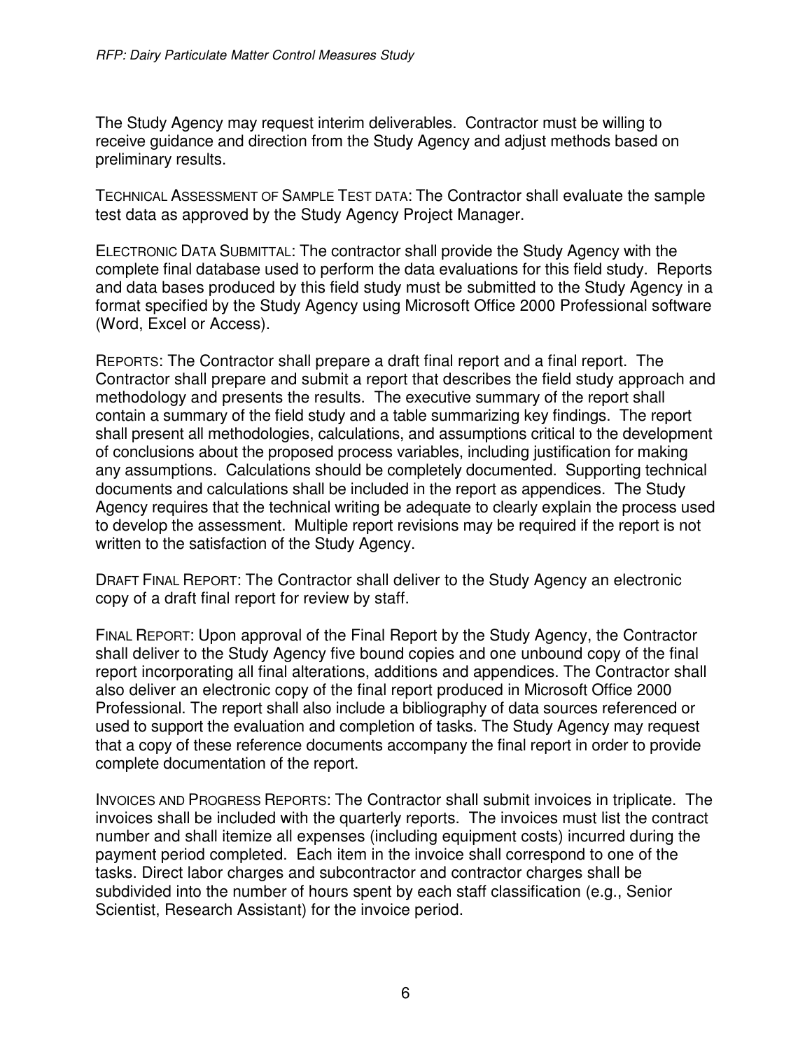The Study Agency may request interim deliverables. Contractor must be willing to receive guidance and direction from the Study Agency and adjust methods based on preliminary results.

TECHNICAL ASSESSMENT OF SAMPLE TEST DATA: The Contractor shall evaluate the sample test data as approved by the Study Agency Project Manager.

ELECTRONIC DATA SUBMITTAL: The contractor shall provide the Study Agency with the complete final database used to perform the data evaluations for this field study. Reports and data bases produced by this field study must be submitted to the Study Agency in a format specified by the Study Agency using Microsoft Office 2000 Professional software (Word, Excel or Access).

REPORTS: The Contractor shall prepare a draft final report and a final report. The Contractor shall prepare and submit a report that describes the field study approach and methodology and presents the results. The executive summary of the report shall contain a summary of the field study and a table summarizing key findings. The report shall present all methodologies, calculations, and assumptions critical to the development of conclusions about the proposed process variables, including justification for making any assumptions. Calculations should be completely documented. Supporting technical documents and calculations shall be included in the report as appendices. The Study Agency requires that the technical writing be adequate to clearly explain the process used to develop the assessment. Multiple report revisions may be required if the report is not written to the satisfaction of the Study Agency.

DRAFT FINAL REPORT: The Contractor shall deliver to the Study Agency an electronic copy of a draft final report for review by staff.

FINAL REPORT: Upon approval of the Final Report by the Study Agency, the Contractor shall deliver to the Study Agency five bound copies and one unbound copy of the final report incorporating all final alterations, additions and appendices. The Contractor shall also deliver an electronic copy of the final report produced in Microsoft Office 2000 Professional. The report shall also include a bibliography of data sources referenced or used to support the evaluation and completion of tasks. The Study Agency may request that a copy of these reference documents accompany the final report in order to provide complete documentation of the report.

INVOICES AND PROGRESS REPORTS: The Contractor shall submit invoices in triplicate. The invoices shall be included with the quarterly reports. The invoices must list the contract number and shall itemize all expenses (including equipment costs) incurred during the payment period completed. Each item in the invoice shall correspond to one of the tasks. Direct labor charges and subcontractor and contractor charges shall be subdivided into the number of hours spent by each staff classification (e.g., Senior Scientist, Research Assistant) for the invoice period.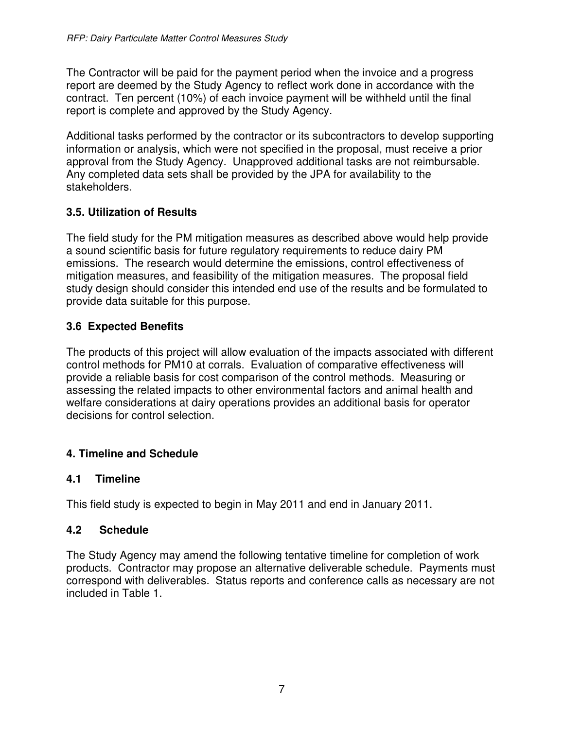The Contractor will be paid for the payment period when the invoice and a progress report are deemed by the Study Agency to reflect work done in accordance with the contract. Ten percent (10%) of each invoice payment will be withheld until the final report is complete and approved by the Study Agency.

Additional tasks performed by the contractor or its subcontractors to develop supporting information or analysis, which were not specified in the proposal, must receive a prior approval from the Study Agency. Unapproved additional tasks are not reimbursable. Any completed data sets shall be provided by the JPA for availability to the stakeholders.

### 3.5. Utilization of Results

The field study for the PM mitigation measures as described above would help provide a sound scientific basis for future regulatory requirements to reduce dairy PM emissions. The research would determine the emissions, control effectiveness of mitigation measures, and feasibility of the mitigation measures. The proposal field study design should consider this intended end use of the results and be formulated to provide data suitable for this purpose.

### 3.6 Expected Benefits

The products of this project will allow evaluation of the impacts associated with different control methods for PM10 at corrals. Evaluation of comparative effectiveness will provide a reliable basis for cost comparison of the control methods. Measuring or assessing the related impacts to other environmental factors and animal health and welfare considerations at dairy operations provides an additional basis for operator decisions for control selection.

## 4. Timeline and Schedule

### 4.1 Timeline

This field study is expected to begin in May 2011 and end in January 2011.

### 4.2 Schedule

The Study Agency may amend the following tentative timeline for completion of work products. Contractor may propose an alternative deliverable schedule. Payments must correspond with deliverables. Status reports and conference calls as necessary are not included in Table 1.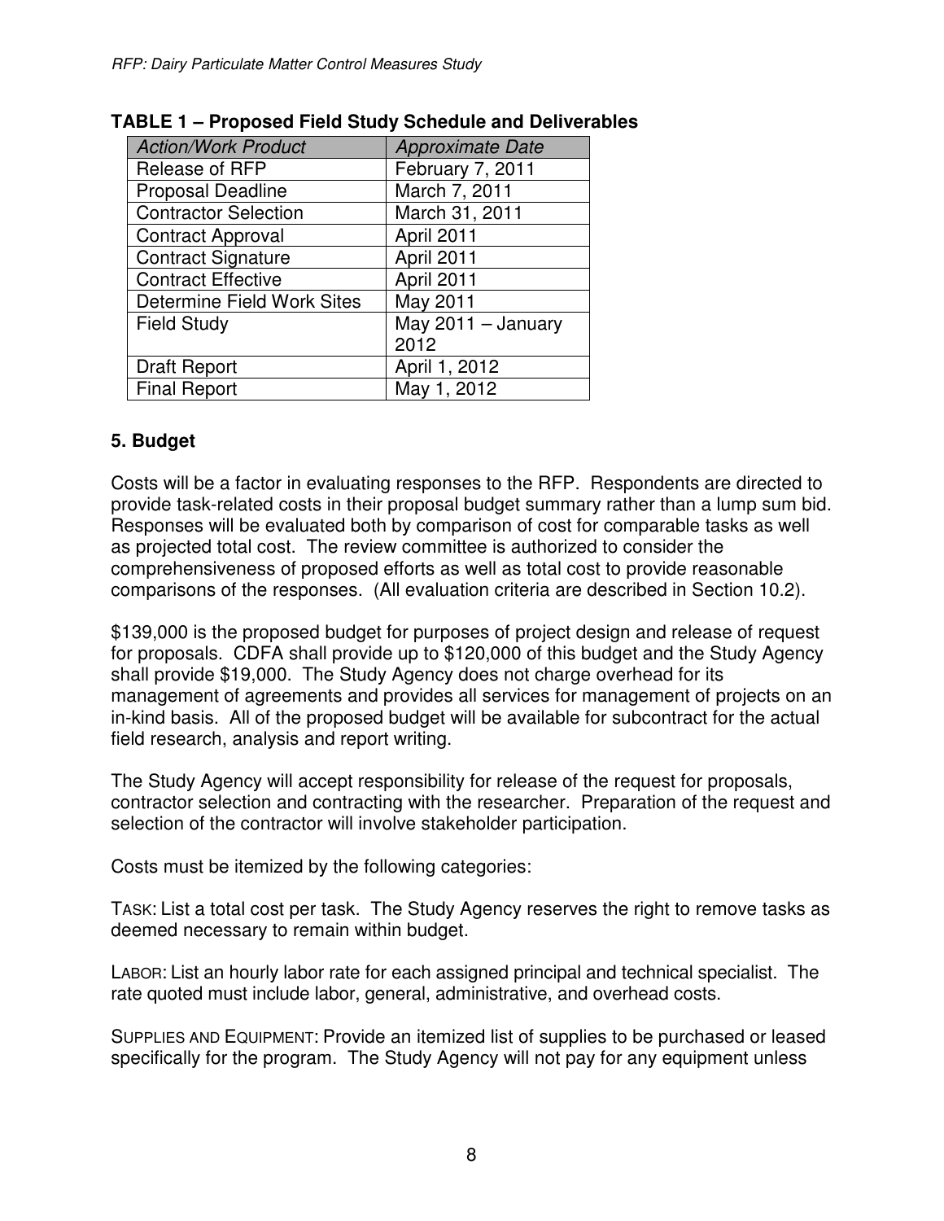**TABLE 1 – Proposed Field Study Schedule and Deliverables**

| *Action/Work Product* | *Approximate Date* |
|---|---|
| Release of RFP | February 7, 2011 |
| Proposal Deadline | March 7, 2011 |
| Contractor Selection | March 31, 2011 |
| Contract Approval | April 2011 |
| Contract Signature | April 2011 |
| Contract Effective | April 2011 |
| Determine Field Work Sites | May 2011 |
| Field Study | May 2011 – January 2012 |
| Draft Report | April 1, 2012 |
| Final Report | May 1, 2012 |

## 5. Budget

Costs will be a factor in evaluating responses to the RFP. Respondents are directed to provide task-related costs in their proposal budget summary rather than a lump sum bid. Responses will be evaluated both by comparison of cost for comparable tasks as well as projected total cost. The review committee is authorized to consider the comprehensiveness of proposed efforts as well as total cost to provide reasonable comparisons of the responses. (All evaluation criteria are described in Section 10.2).

$139,000 is the proposed budget for purposes of project design and release of request for proposals. CDFA shall provide up to $120,000 of this budget and the Study Agency shall provide $19,000. The Study Agency does not charge overhead for its management of agreements and provides all services for management of projects on an in-kind basis. All of the proposed budget will be available for subcontract for the actual field research, analysis and report writing.

The Study Agency will accept responsibility for release of the request for proposals, contractor selection and contracting with the researcher. Preparation of the request and selection of the contractor will involve stakeholder participation.

Costs must be itemized by the following categories:

TASK: List a total cost per task. The Study Agency reserves the right to remove tasks as deemed necessary to remain within budget.

LABOR: List an hourly labor rate for each assigned principal and technical specialist. The rate quoted must include labor, general, administrative, and overhead costs.

SUPPLIES AND EQUIPMENT: Provide an itemized list of supplies to be purchased or leased specifically for the program. The Study Agency will not pay for any equipment unless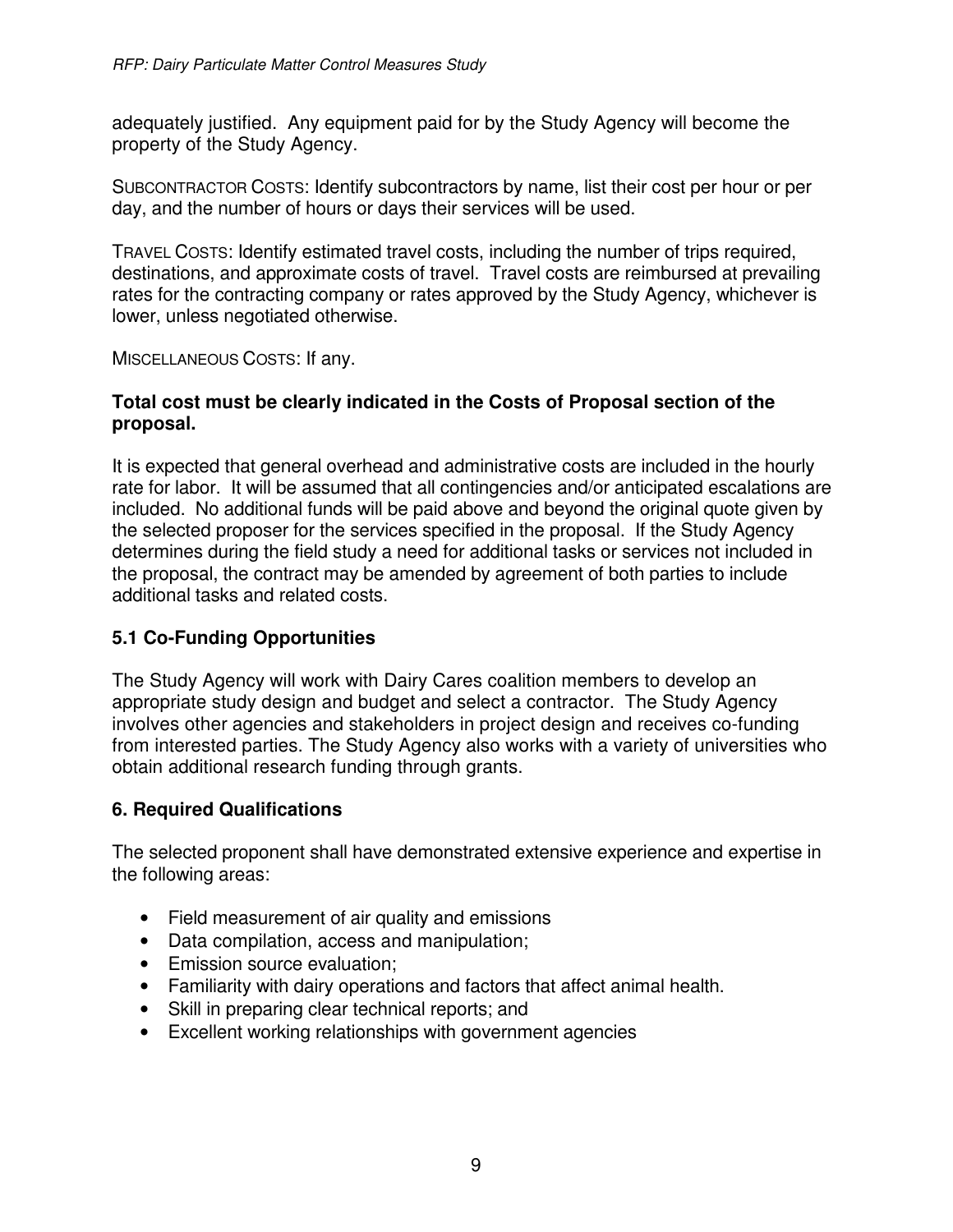adequately justified. Any equipment paid for by the Study Agency will become the property of the Study Agency.

SUBCONTRACTOR COSTS: Identify subcontractors by name, list their cost per hour or per day, and the number of hours or days their services will be used.

TRAVEL COSTS: Identify estimated travel costs, including the number of trips required, destinations, and approximate costs of travel. Travel costs are reimbursed at prevailing rates for the contracting company or rates approved by the Study Agency, whichever is lower, unless negotiated otherwise.

MISCELLANEOUS COSTS: If any.

**Total cost must be clearly indicated in the Costs of Proposal section of the proposal.**

It is expected that general overhead and administrative costs are included in the hourly rate for labor. It will be assumed that all contingencies and/or anticipated escalations are included. No additional funds will be paid above and beyond the original quote given by the selected proposer for the services specified in the proposal. If the Study Agency determines during the field study a need for additional tasks or services not included in the proposal, the contract may be amended by agreement of both parties to include additional tasks and related costs.

### 5.1 Co-Funding Opportunities

The Study Agency will work with Dairy Cares coalition members to develop an appropriate study design and budget and select a contractor. The Study Agency involves other agencies and stakeholders in project design and receives co-funding from interested parties. The Study Agency also works with a variety of universities who obtain additional research funding through grants.

## 6. Required Qualifications

The selected proponent shall have demonstrated extensive experience and expertise in the following areas:

- Field measurement of air quality and emissions
- Data compilation, access and manipulation;
- Emission source evaluation;
- Familiarity with dairy operations and factors that affect animal health.
- Skill in preparing clear technical reports; and
- Excellent working relationships with government agencies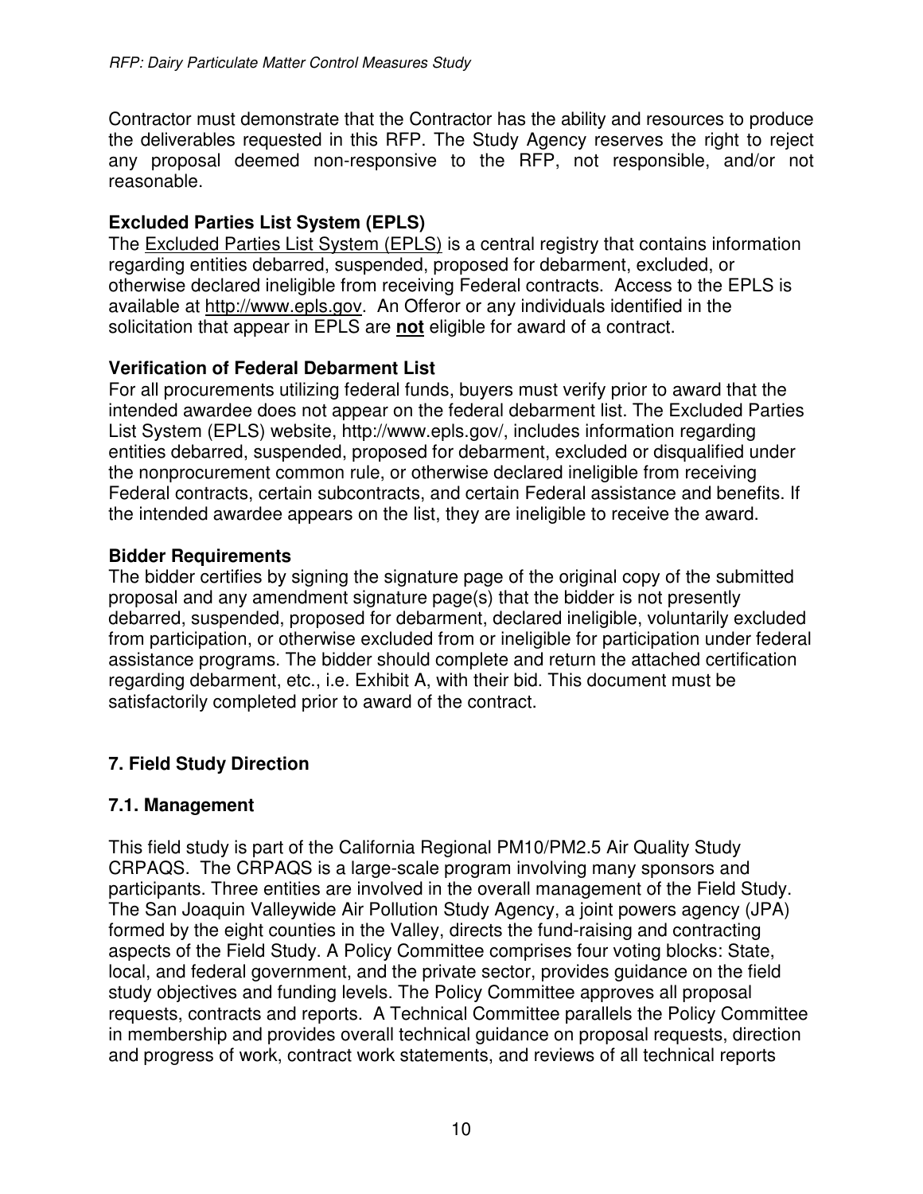Contractor must demonstrate that the Contractor has the ability and resources to produce the deliverables requested in this RFP. The Study Agency reserves the right to reject any proposal deemed non-responsive to the RFP, not responsible, and/or not reasonable.

**Excluded Parties List System (EPLS)**
The Excluded Parties List System (EPLS) is a central registry that contains information regarding entities debarred, suspended, proposed for debarment, excluded, or otherwise declared ineligible from receiving Federal contracts. Access to the EPLS is available at http://www.epls.gov. An Offeror or any individuals identified in the solicitation that appear in EPLS are **not** eligible for award of a contract.

**Verification of Federal Debarment List**
For all procurements utilizing federal funds, buyers must verify prior to award that the intended awardee does not appear on the federal debarment list. The Excluded Parties List System (EPLS) website, http://www.epls.gov/, includes information regarding entities debarred, suspended, proposed for debarment, excluded or disqualified under the nonprocurement common rule, or otherwise declared ineligible from receiving Federal contracts, certain subcontracts, and certain Federal assistance and benefits. If the intended awardee appears on the list, they are ineligible to receive the award.

**Bidder Requirements**
The bidder certifies by signing the signature page of the original copy of the submitted proposal and any amendment signature page(s) that the bidder is not presently debarred, suspended, proposed for debarment, declared ineligible, voluntarily excluded from participation, or otherwise excluded from or ineligible for participation under federal assistance programs. The bidder should complete and return the attached certification regarding debarment, etc., i.e. Exhibit A, with their bid. This document must be satisfactorily completed prior to award of the contract.

## 7. Field Study Direction

### 7.1. Management

This field study is part of the California Regional PM10/PM2.5 Air Quality Study CRPAQS. The CRPAQS is a large-scale program involving many sponsors and participants. Three entities are involved in the overall management of the Field Study. The San Joaquin Valleywide Air Pollution Study Agency, a joint powers agency (JPA) formed by the eight counties in the Valley, directs the fund-raising and contracting aspects of the Field Study. A Policy Committee comprises four voting blocks: State, local, and federal government, and the private sector, provides guidance on the field study objectives and funding levels. The Policy Committee approves all proposal requests, contracts and reports. A Technical Committee parallels the Policy Committee in membership and provides overall technical guidance on proposal requests, direction and progress of work, contract work statements, and reviews of all technical reports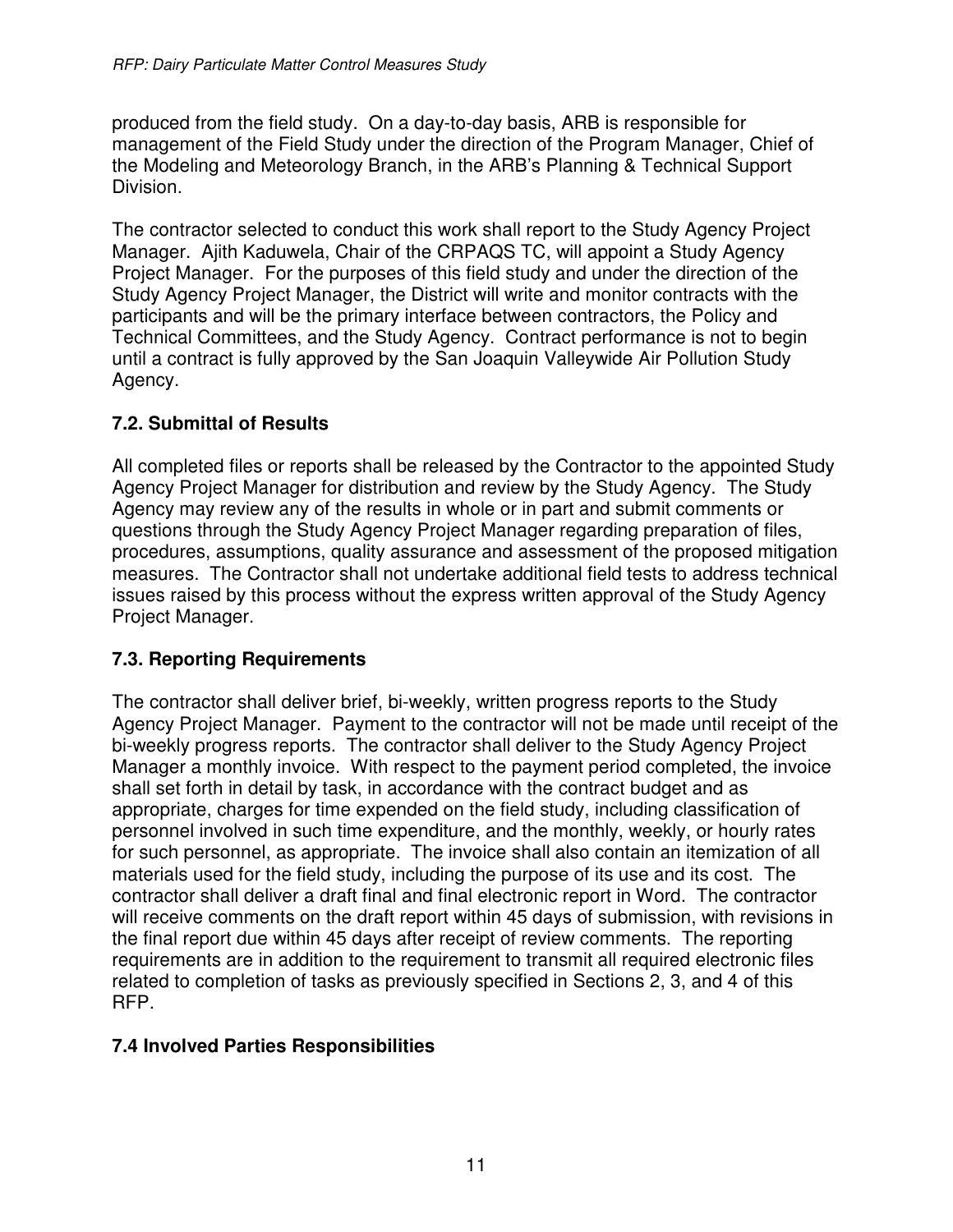produced from the field study. On a day-to-day basis, ARB is responsible for management of the Field Study under the direction of the Program Manager, Chief of the Modeling and Meteorology Branch, in the ARB's Planning & Technical Support Division.

The contractor selected to conduct this work shall report to the Study Agency Project Manager. Ajith Kaduwela, Chair of the CRPAQS TC, will appoint a Study Agency Project Manager. For the purposes of this field study and under the direction of the Study Agency Project Manager, the District will write and monitor contracts with the participants and will be the primary interface between contractors, the Policy and Technical Committees, and the Study Agency. Contract performance is not to begin until a contract is fully approved by the San Joaquin Valleywide Air Pollution Study Agency.

### 7.2. Submittal of Results

All completed files or reports shall be released by the Contractor to the appointed Study Agency Project Manager for distribution and review by the Study Agency. The Study Agency may review any of the results in whole or in part and submit comments or questions through the Study Agency Project Manager regarding preparation of files, procedures, assumptions, quality assurance and assessment of the proposed mitigation measures. The Contractor shall not undertake additional field tests to address technical issues raised by this process without the express written approval of the Study Agency Project Manager.

### 7.3. Reporting Requirements

The contractor shall deliver brief, bi-weekly, written progress reports to the Study Agency Project Manager. Payment to the contractor will not be made until receipt of the bi-weekly progress reports. The contractor shall deliver to the Study Agency Project Manager a monthly invoice. With respect to the payment period completed, the invoice shall set forth in detail by task, in accordance with the contract budget and as appropriate, charges for time expended on the field study, including classification of personnel involved in such time expenditure, and the monthly, weekly, or hourly rates for such personnel, as appropriate. The invoice shall also contain an itemization of all materials used for the field study, including the purpose of its use and its cost. The contractor shall deliver a draft final and final electronic report in Word. The contractor will receive comments on the draft report within 45 days of submission, with revisions in the final report due within 45 days after receipt of review comments. The reporting requirements are in addition to the requirement to transmit all required electronic files related to completion of tasks as previously specified in Sections 2, 3, and 4 of this RFP.

### 7.4 Involved Parties Responsibilities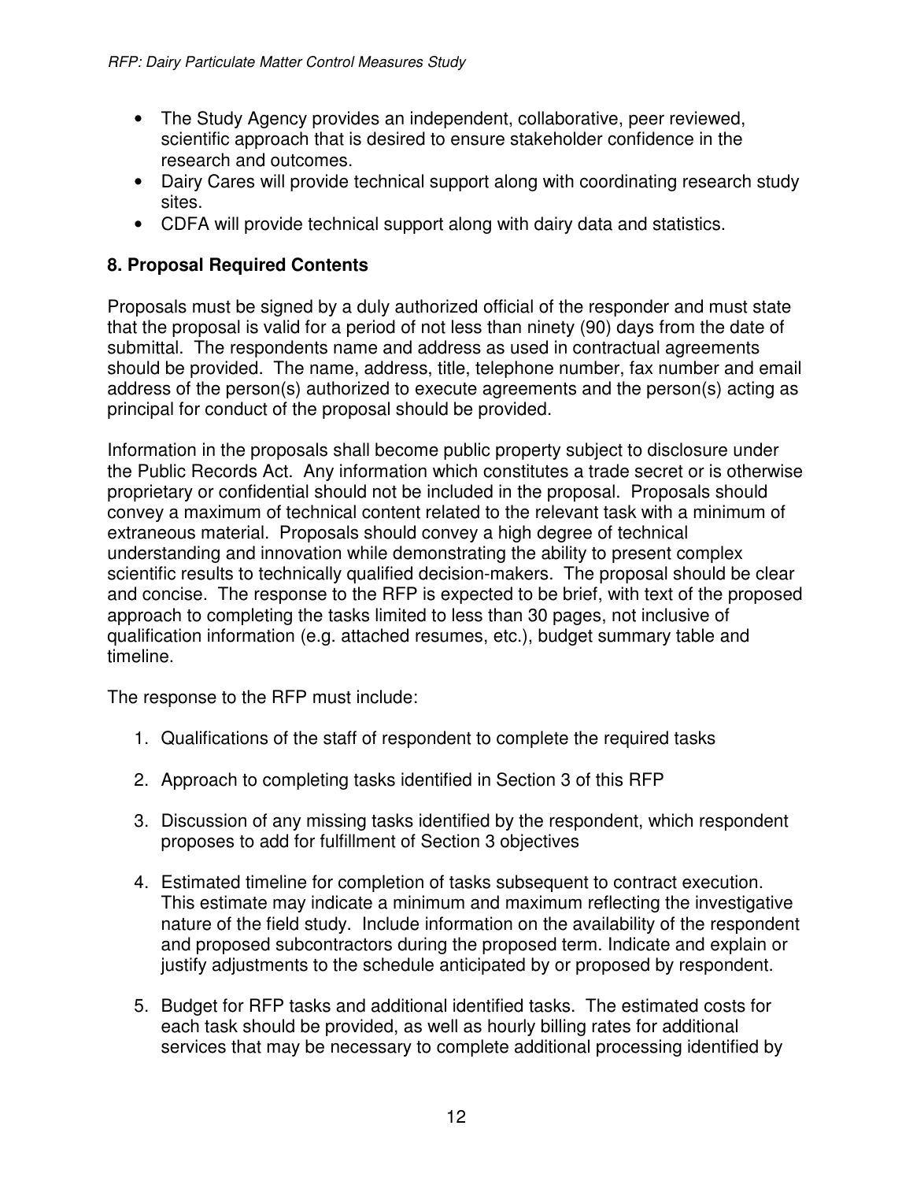- The Study Agency provides an independent, collaborative, peer reviewed, scientific approach that is desired to ensure stakeholder confidence in the research and outcomes.
- Dairy Cares will provide technical support along with coordinating research study sites.
- CDFA will provide technical support along with dairy data and statistics.

## 8. Proposal Required Contents

Proposals must be signed by a duly authorized official of the responder and must state that the proposal is valid for a period of not less than ninety (90) days from the date of submittal. The respondents name and address as used in contractual agreements should be provided. The name, address, title, telephone number, fax number and email address of the person(s) authorized to execute agreements and the person(s) acting as principal for conduct of the proposal should be provided.

Information in the proposals shall become public property subject to disclosure under the Public Records Act. Any information which constitutes a trade secret or is otherwise proprietary or confidential should not be included in the proposal. Proposals should convey a maximum of technical content related to the relevant task with a minimum of extraneous material. Proposals should convey a high degree of technical understanding and innovation while demonstrating the ability to present complex scientific results to technically qualified decision-makers. The proposal should be clear and concise. The response to the RFP is expected to be brief, with text of the proposed approach to completing the tasks limited to less than 30 pages, not inclusive of qualification information (e.g. attached resumes, etc.), budget summary table and timeline.

The response to the RFP must include:

1. Qualifications of the staff of respondent to complete the required tasks

2. Approach to completing tasks identified in Section 3 of this RFP

3. Discussion of any missing tasks identified by the respondent, which respondent proposes to add for fulfillment of Section 3 objectives

4. Estimated timeline for completion of tasks subsequent to contract execution. This estimate may indicate a minimum and maximum reflecting the investigative nature of the field study. Include information on the availability of the respondent and proposed subcontractors during the proposed term. Indicate and explain or justify adjustments to the schedule anticipated by or proposed by respondent.

5. Budget for RFP tasks and additional identified tasks. The estimated costs for each task should be provided, as well as hourly billing rates for additional services that may be necessary to complete additional processing identified by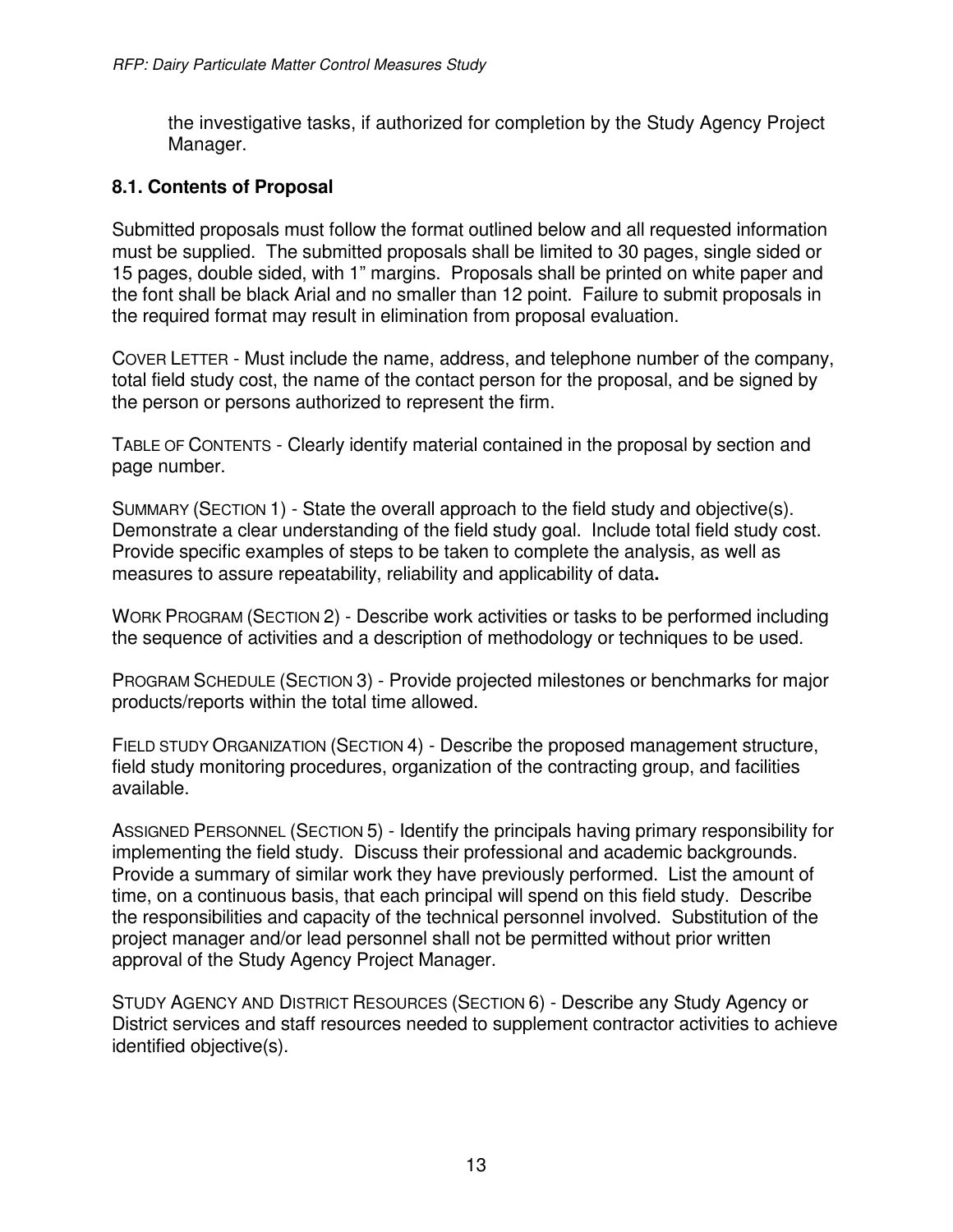the investigative tasks, if authorized for completion by the Study Agency Project Manager.

### 8.1. Contents of Proposal

Submitted proposals must follow the format outlined below and all requested information must be supplied. The submitted proposals shall be limited to 30 pages, single sided or 15 pages, double sided, with 1" margins. Proposals shall be printed on white paper and the font shall be black Arial and no smaller than 12 point. Failure to submit proposals in the required format may result in elimination from proposal evaluation.

COVER LETTER - Must include the name, address, and telephone number of the company, total field study cost, the name of the contact person for the proposal, and be signed by the person or persons authorized to represent the firm.

TABLE OF CONTENTS - Clearly identify material contained in the proposal by section and page number.

SUMMARY (SECTION 1) - State the overall approach to the field study and objective(s). Demonstrate a clear understanding of the field study goal. Include total field study cost. Provide specific examples of steps to be taken to complete the analysis, as well as measures to assure repeatability, reliability and applicability of data**.**

WORK PROGRAM (SECTION 2) - Describe work activities or tasks to be performed including the sequence of activities and a description of methodology or techniques to be used.

PROGRAM SCHEDULE (SECTION 3) - Provide projected milestones or benchmarks for major products/reports within the total time allowed.

FIELD STUDY ORGANIZATION (SECTION 4) - Describe the proposed management structure, field study monitoring procedures, organization of the contracting group, and facilities available.

ASSIGNED PERSONNEL (SECTION 5) - Identify the principals having primary responsibility for implementing the field study. Discuss their professional and academic backgrounds. Provide a summary of similar work they have previously performed. List the amount of time, on a continuous basis, that each principal will spend on this field study. Describe the responsibilities and capacity of the technical personnel involved. Substitution of the project manager and/or lead personnel shall not be permitted without prior written approval of the Study Agency Project Manager.

STUDY AGENCY AND DISTRICT RESOURCES (SECTION 6) - Describe any Study Agency or District services and staff resources needed to supplement contractor activities to achieve identified objective(s).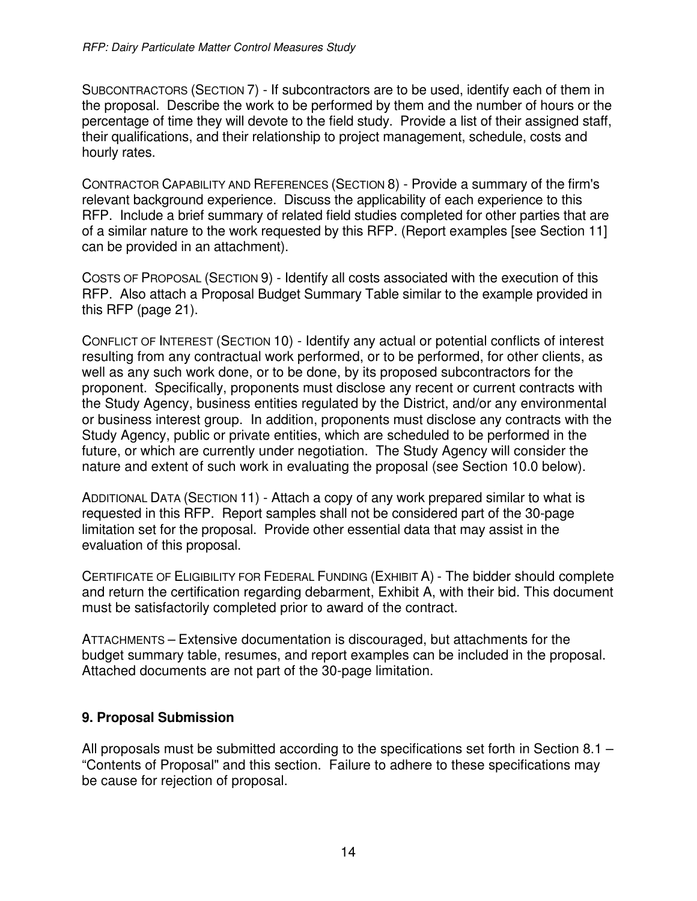SUBCONTRACTORS (SECTION 7) - If subcontractors are to be used, identify each of them in the proposal. Describe the work to be performed by them and the number of hours or the percentage of time they will devote to the field study. Provide a list of their assigned staff, their qualifications, and their relationship to project management, schedule, costs and hourly rates.

CONTRACTOR CAPABILITY AND REFERENCES (SECTION 8) - Provide a summary of the firm's relevant background experience. Discuss the applicability of each experience to this RFP. Include a brief summary of related field studies completed for other parties that are of a similar nature to the work requested by this RFP. (Report examples [see Section 11] can be provided in an attachment).

COSTS OF PROPOSAL (SECTION 9) - Identify all costs associated with the execution of this RFP. Also attach a Proposal Budget Summary Table similar to the example provided in this RFP (page 21).

CONFLICT OF INTEREST (SECTION 10) - Identify any actual or potential conflicts of interest resulting from any contractual work performed, or to be performed, for other clients, as well as any such work done, or to be done, by its proposed subcontractors for the proponent. Specifically, proponents must disclose any recent or current contracts with the Study Agency, business entities regulated by the District, and/or any environmental or business interest group. In addition, proponents must disclose any contracts with the Study Agency, public or private entities, which are scheduled to be performed in the future, or which are currently under negotiation. The Study Agency will consider the nature and extent of such work in evaluating the proposal (see Section 10.0 below).

ADDITIONAL DATA (SECTION 11) - Attach a copy of any work prepared similar to what is requested in this RFP. Report samples shall not be considered part of the 30-page limitation set for the proposal. Provide other essential data that may assist in the evaluation of this proposal.

CERTIFICATE OF ELIGIBILITY FOR FEDERAL FUNDING (EXHIBIT A) - The bidder should complete and return the certification regarding debarment, Exhibit A, with their bid. This document must be satisfactorily completed prior to award of the contract.

ATTACHMENTS – Extensive documentation is discouraged, but attachments for the budget summary table, resumes, and report examples can be included in the proposal. Attached documents are not part of the 30-page limitation.

## 9. Proposal Submission

All proposals must be submitted according to the specifications set forth in Section 8.1 – "Contents of Proposal" and this section. Failure to adhere to these specifications may be cause for rejection of proposal.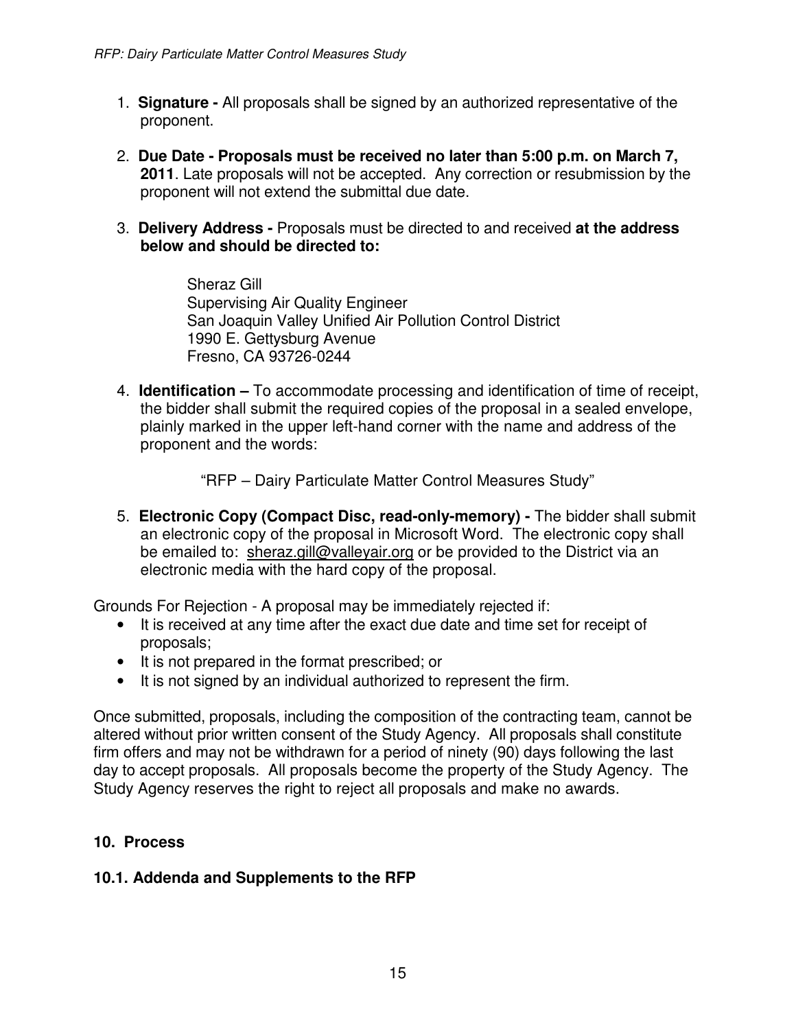1. **Signature -** All proposals shall be signed by an authorized representative of the proponent.

2. **Due Date - Proposals must be received no later than 5:00 p.m. on March 7, 2011**. Late proposals will not be accepted. Any correction or resubmission by the proponent will not extend the submittal due date.

3. **Delivery Address -** Proposals must be directed to and received **at the address below and should be directed to:**

   Sheraz Gill
   Supervising Air Quality Engineer
   San Joaquin Valley Unified Air Pollution Control District
   1990 E. Gettysburg Avenue
   Fresno, CA 93726-0244

4. **Identification –** To accommodate processing and identification of time of receipt, the bidder shall submit the required copies of the proposal in a sealed envelope, plainly marked in the upper left-hand corner with the name and address of the proponent and the words:

   "RFP – Dairy Particulate Matter Control Measures Study"

5. **Electronic Copy (Compact Disc, read-only-memory) -** The bidder shall submit an electronic copy of the proposal in Microsoft Word. The electronic copy shall be emailed to: sheraz.gill@valleyair.org or be provided to the District via an electronic media with the hard copy of the proposal.

Grounds For Rejection - A proposal may be immediately rejected if:

- It is received at any time after the exact due date and time set for receipt of proposals;
- It is not prepared in the format prescribed; or
- It is not signed by an individual authorized to represent the firm.

Once submitted, proposals, including the composition of the contracting team, cannot be altered without prior written consent of the Study Agency. All proposals shall constitute firm offers and may not be withdrawn for a period of ninety (90) days following the last day to accept proposals. All proposals become the property of the Study Agency. The Study Agency reserves the right to reject all proposals and make no awards.

## 10. Process

### 10.1. Addenda and Supplements to the RFP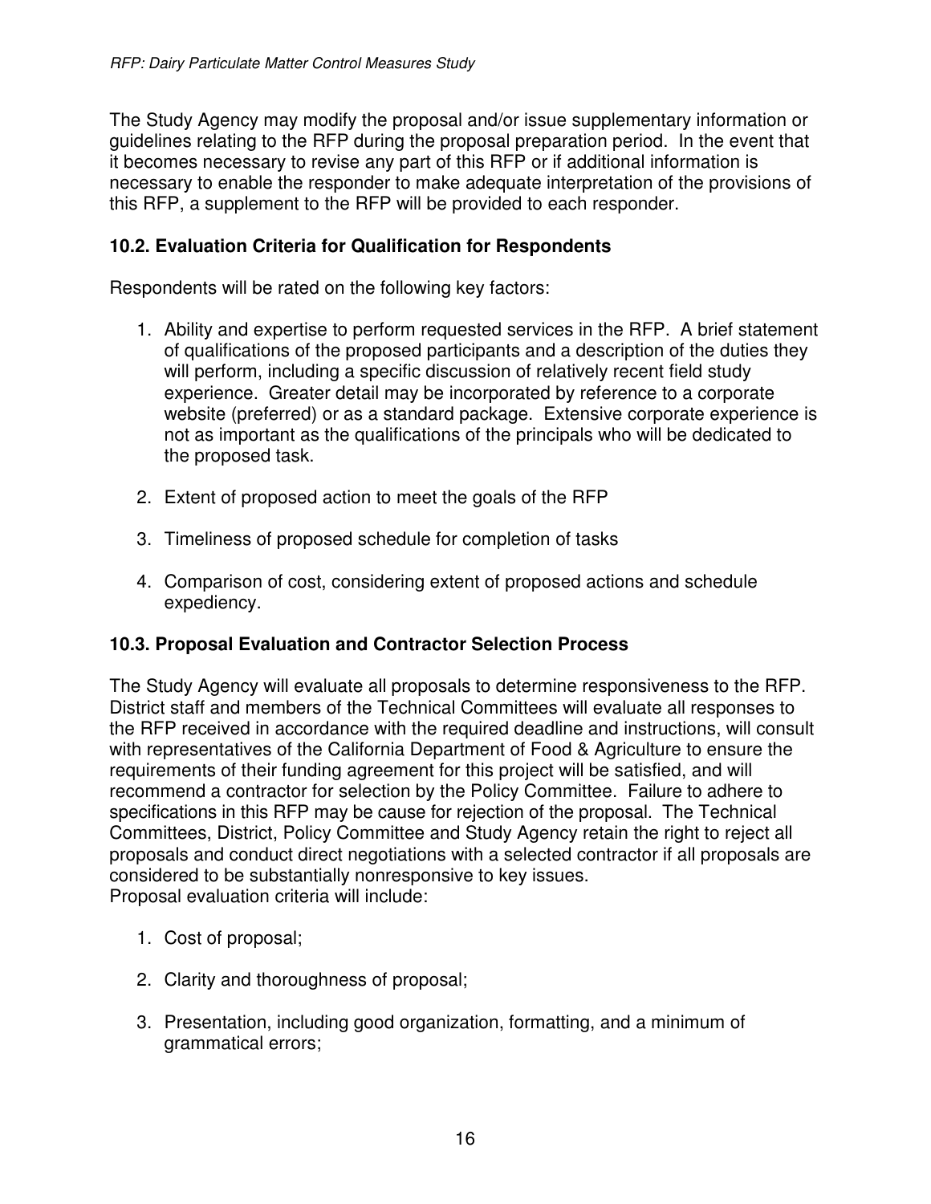The Study Agency may modify the proposal and/or issue supplementary information or guidelines relating to the RFP during the proposal preparation period. In the event that it becomes necessary to revise any part of this RFP or if additional information is necessary to enable the responder to make adequate interpretation of the provisions of this RFP, a supplement to the RFP will be provided to each responder.

### 10.2. Evaluation Criteria for Qualification for Respondents

Respondents will be rated on the following key factors:

1. Ability and expertise to perform requested services in the RFP. A brief statement of qualifications of the proposed participants and a description of the duties they will perform, including a specific discussion of relatively recent field study experience. Greater detail may be incorporated by reference to a corporate website (preferred) or as a standard package. Extensive corporate experience is not as important as the qualifications of the principals who will be dedicated to the proposed task.

2. Extent of proposed action to meet the goals of the RFP

3. Timeliness of proposed schedule for completion of tasks

4. Comparison of cost, considering extent of proposed actions and schedule expediency.

### 10.3. Proposal Evaluation and Contractor Selection Process

The Study Agency will evaluate all proposals to determine responsiveness to the RFP. District staff and members of the Technical Committees will evaluate all responses to the RFP received in accordance with the required deadline and instructions, will consult with representatives of the California Department of Food & Agriculture to ensure the requirements of their funding agreement for this project will be satisfied, and will recommend a contractor for selection by the Policy Committee. Failure to adhere to specifications in this RFP may be cause for rejection of the proposal. The Technical Committees, District, Policy Committee and Study Agency retain the right to reject all proposals and conduct direct negotiations with a selected contractor if all proposals are considered to be substantially nonresponsive to key issues.
Proposal evaluation criteria will include:

1. Cost of proposal;

2. Clarity and thoroughness of proposal;

3. Presentation, including good organization, formatting, and a minimum of grammatical errors;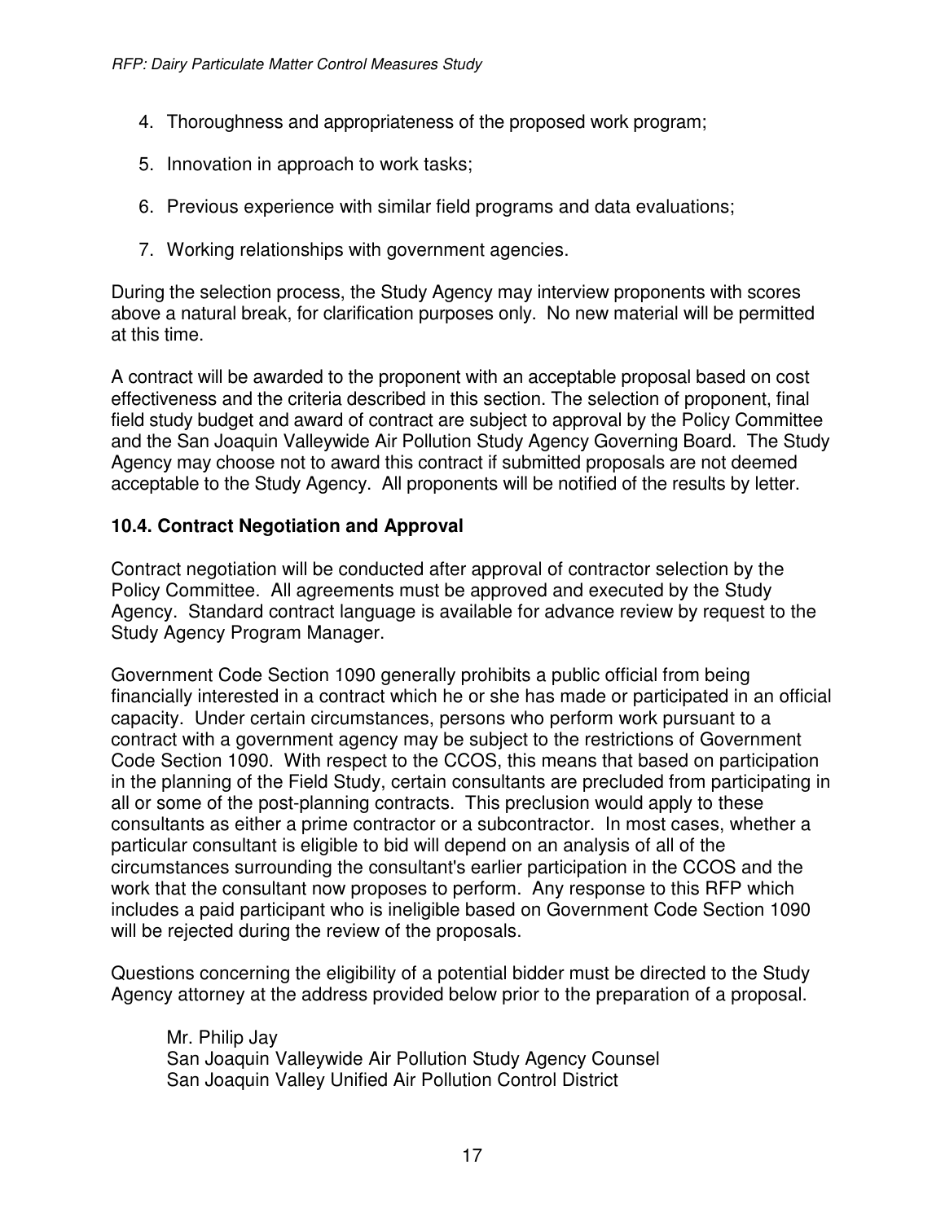4. Thoroughness and appropriateness of the proposed work program;
5. Innovation in approach to work tasks;
6. Previous experience with similar field programs and data evaluations;
7. Working relationships with government agencies.

During the selection process, the Study Agency may interview proponents with scores above a natural break, for clarification purposes only. No new material will be permitted at this time.

A contract will be awarded to the proponent with an acceptable proposal based on cost effectiveness and the criteria described in this section. The selection of proponent, final field study budget and award of contract are subject to approval by the Policy Committee and the San Joaquin Valleywide Air Pollution Study Agency Governing Board. The Study Agency may choose not to award this contract if submitted proposals are not deemed acceptable to the Study Agency. All proponents will be notified of the results by letter.

### 10.4. Contract Negotiation and Approval

Contract negotiation will be conducted after approval of contractor selection by the Policy Committee. All agreements must be approved and executed by the Study Agency. Standard contract language is available for advance review by request to the Study Agency Program Manager.

Government Code Section 1090 generally prohibits a public official from being financially interested in a contract which he or she has made or participated in an official capacity. Under certain circumstances, persons who perform work pursuant to a contract with a government agency may be subject to the restrictions of Government Code Section 1090. With respect to the CCOS, this means that based on participation in the planning of the Field Study, certain consultants are precluded from participating in all or some of the post-planning contracts. This preclusion would apply to these consultants as either a prime contractor or a subcontractor. In most cases, whether a particular consultant is eligible to bid will depend on an analysis of all of the circumstances surrounding the consultant's earlier participation in the CCOS and the work that the consultant now proposes to perform. Any response to this RFP which includes a paid participant who is ineligible based on Government Code Section 1090 will be rejected during the review of the proposals.

Questions concerning the eligibility of a potential bidder must be directed to the Study Agency attorney at the address provided below prior to the preparation of a proposal.

Mr. Philip Jay
San Joaquin Valleywide Air Pollution Study Agency Counsel
San Joaquin Valley Unified Air Pollution Control District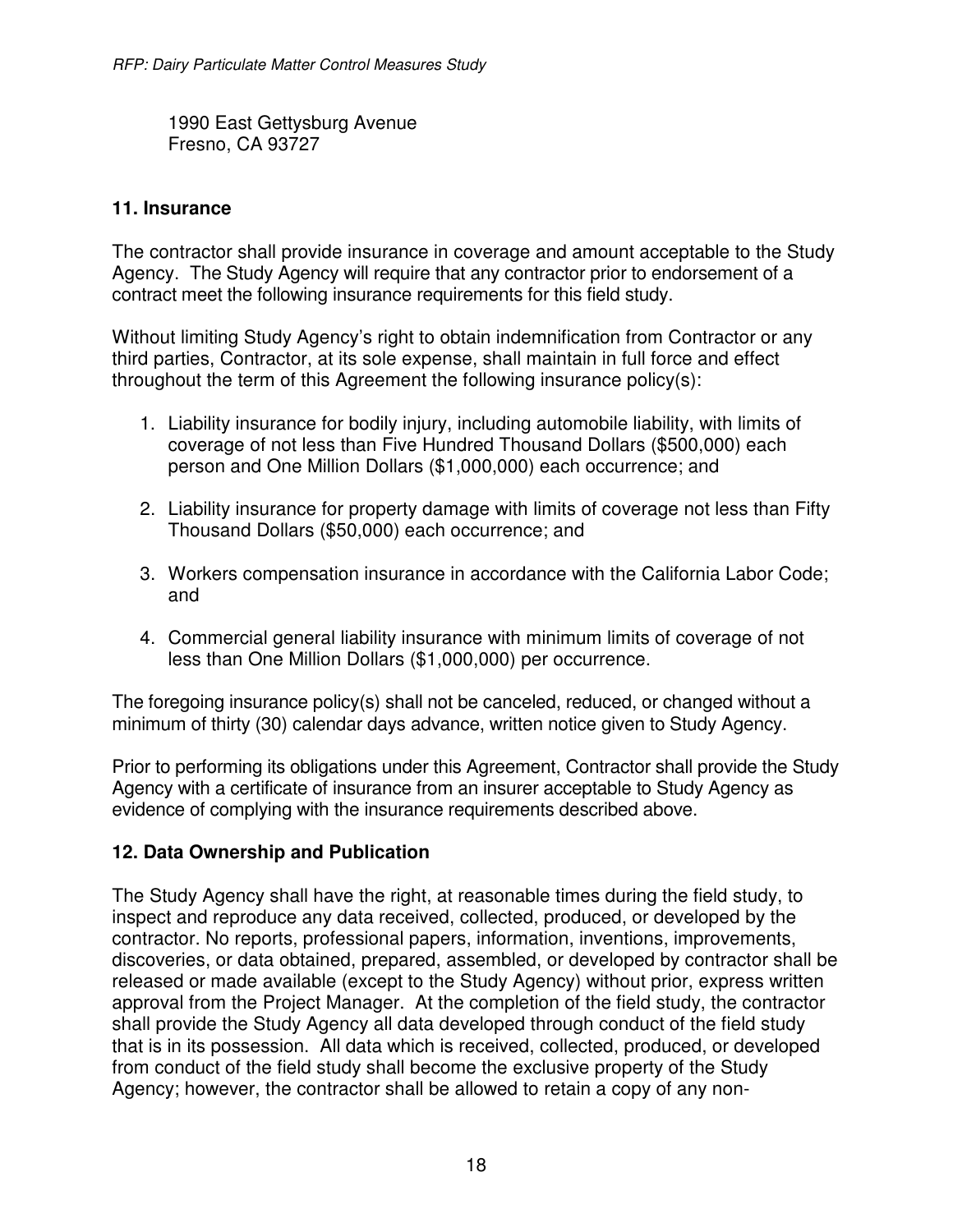1990 East Gettysburg Avenue
Fresno, CA 93727

## 11. Insurance

The contractor shall provide insurance in coverage and amount acceptable to the Study Agency. The Study Agency will require that any contractor prior to endorsement of a contract meet the following insurance requirements for this field study.

Without limiting Study Agency's right to obtain indemnification from Contractor or any third parties, Contractor, at its sole expense, shall maintain in full force and effect throughout the term of this Agreement the following insurance policy(s):

1. Liability insurance for bodily injury, including automobile liability, with limits of coverage of not less than Five Hundred Thousand Dollars ($500,000) each person and One Million Dollars ($1,000,000) each occurrence; and

2. Liability insurance for property damage with limits of coverage not less than Fifty Thousand Dollars ($50,000) each occurrence; and

3. Workers compensation insurance in accordance with the California Labor Code; and

4. Commercial general liability insurance with minimum limits of coverage of not less than One Million Dollars ($1,000,000) per occurrence.

The foregoing insurance policy(s) shall not be canceled, reduced, or changed without a minimum of thirty (30) calendar days advance, written notice given to Study Agency.

Prior to performing its obligations under this Agreement, Contractor shall provide the Study Agency with a certificate of insurance from an insurer acceptable to Study Agency as evidence of complying with the insurance requirements described above.

## 12. Data Ownership and Publication

The Study Agency shall have the right, at reasonable times during the field study, to inspect and reproduce any data received, collected, produced, or developed by the contractor. No reports, professional papers, information, inventions, improvements, discoveries, or data obtained, prepared, assembled, or developed by contractor shall be released or made available (except to the Study Agency) without prior, express written approval from the Project Manager. At the completion of the field study, the contractor shall provide the Study Agency all data developed through conduct of the field study that is in its possession. All data which is received, collected, produced, or developed from conduct of the field study shall become the exclusive property of the Study Agency; however, the contractor shall be allowed to retain a copy of any non-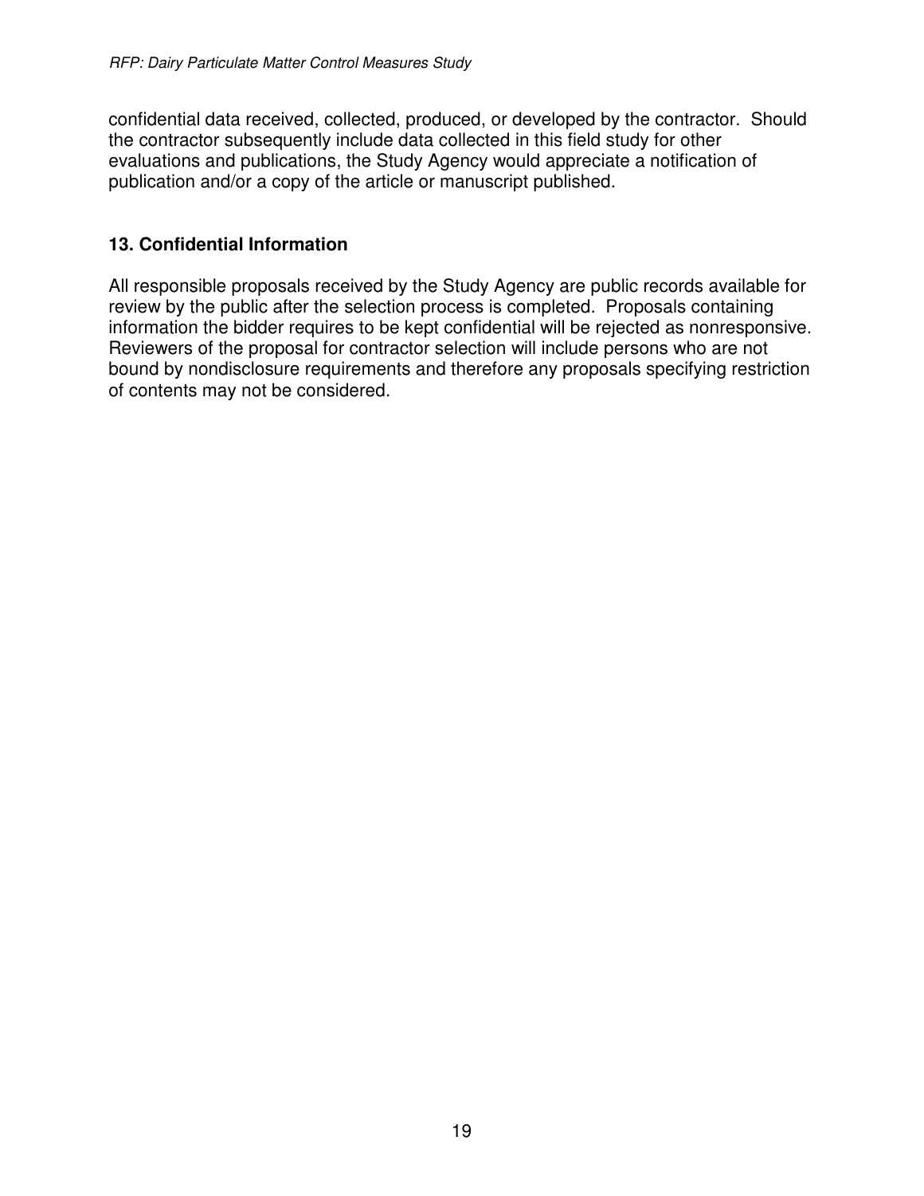confidential data received, collected, produced, or developed by the contractor. Should the contractor subsequently include data collected in this field study for other evaluations and publications, the Study Agency would appreciate a notification of publication and/or a copy of the article or manuscript published.

## 13. Confidential Information

All responsible proposals received by the Study Agency are public records available for review by the public after the selection process is completed. Proposals containing information the bidder requires to be kept confidential will be rejected as nonresponsive. Reviewers of the proposal for contractor selection will include persons who are not bound by nondisclosure requirements and therefore any proposals specifying restriction of contents may not be considered.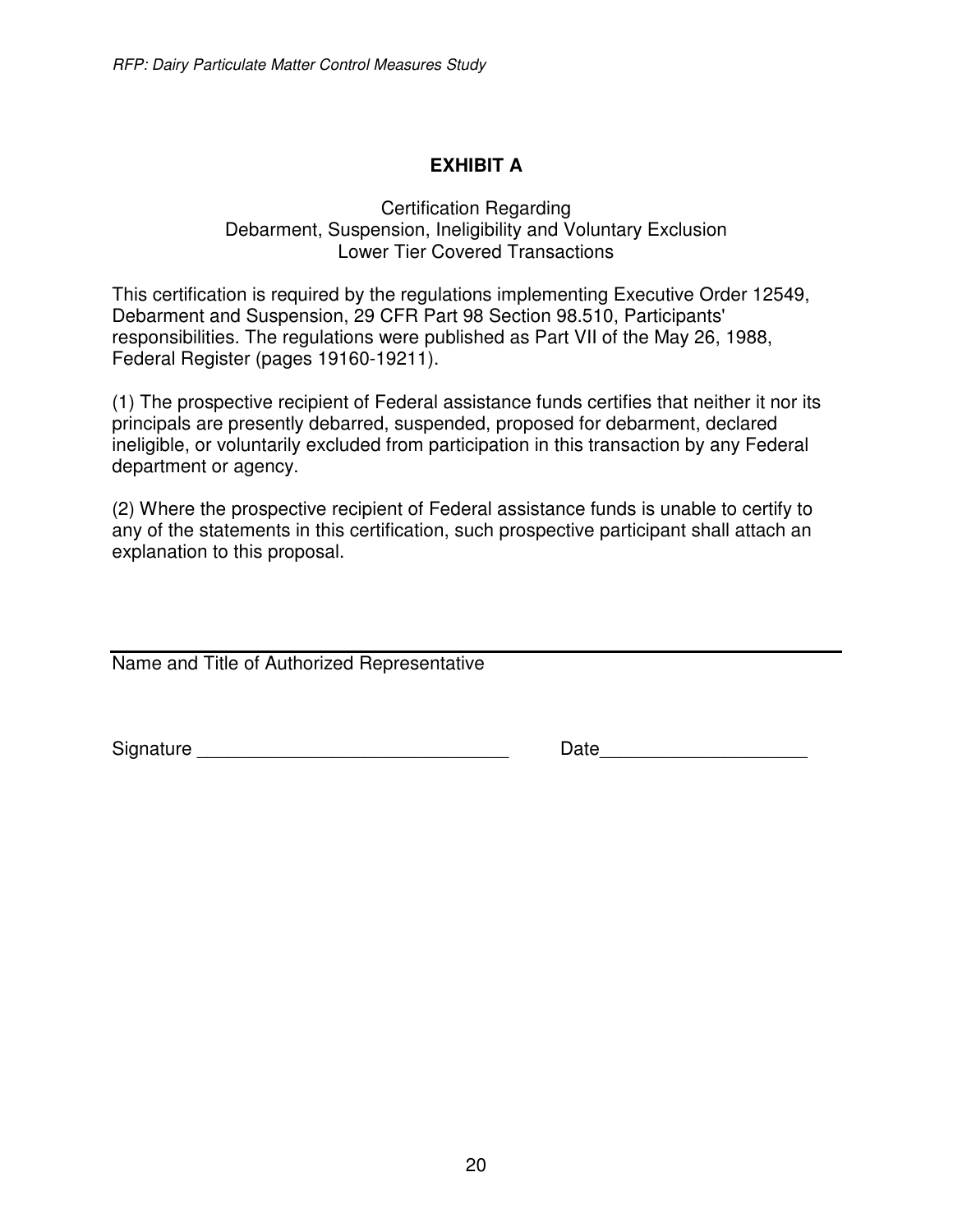# EXHIBIT A

Certification Regarding
Debarment, Suspension, Ineligibility and Voluntary Exclusion
Lower Tier Covered Transactions

This certification is required by the regulations implementing Executive Order 12549, Debarment and Suspension, 29 CFR Part 98 Section 98.510, Participants' responsibilities. The regulations were published as Part VII of the May 26, 1988, Federal Register (pages 19160-19211).

(1) The prospective recipient of Federal assistance funds certifies that neither it nor its principals are presently debarred, suspended, proposed for debarment, declared ineligible, or voluntarily excluded from participation in this transaction by any Federal department or agency.

(2) Where the prospective recipient of Federal assistance funds is unable to certify to any of the statements in this certification, such prospective participant shall attach an explanation to this proposal.

______________________________________________________________

Name and Title of Authorized Representative

Signature ______________________________ Date____________________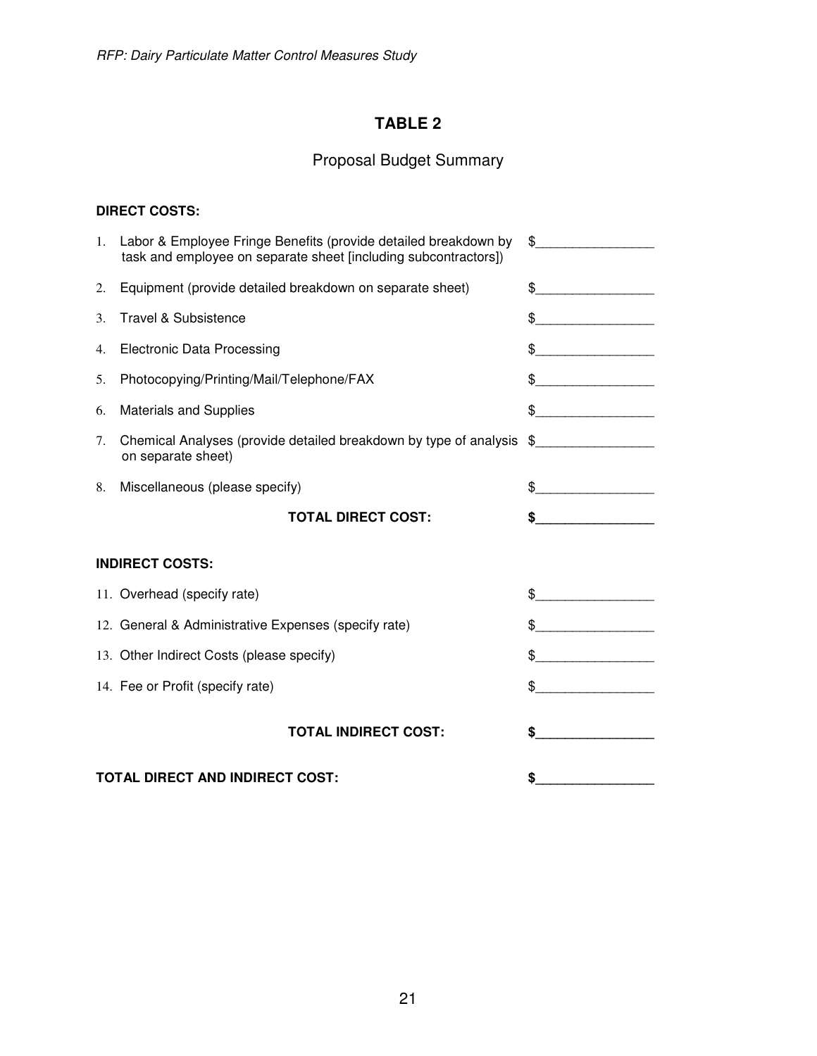# TABLE 2

## Proposal Budget Summary

**DIRECT COSTS:**

| | | |
|---|---|---|
| 1. | Labor & Employee Fringe Benefits (provide detailed breakdown by task and employee on separate sheet [including subcontractors]) | $________________ |
| 2. | Equipment (provide detailed breakdown on separate sheet) | $________________ |
| 3. | Travel & Subsistence | $________________ |
| 4. | Electronic Data Processing | $________________ |
| 5. | Photocopying/Printing/Mail/Telephone/FAX | $________________ |
| 6. | Materials and Supplies | $________________ |
| 7. | Chemical Analyses (provide detailed breakdown by type of analysis on separate sheet) | $________________ |
| 8. | Miscellaneous (please specify) | $________________ |
| | **TOTAL DIRECT COST:** | **$________________** |

**INDIRECT COSTS:**

| | | |
|---|---|---|
| 11. | Overhead (specify rate) | $________________ |
| 12. | General & Administrative Expenses (specify rate) | $________________ |
| 13. | Other Indirect Costs (please specify) | $________________ |
| 14. | Fee or Profit (specify rate) | $________________ |
| | **TOTAL INDIRECT COST:** | **$________________** |

**TOTAL DIRECT AND INDIRECT COST:** **$________________**